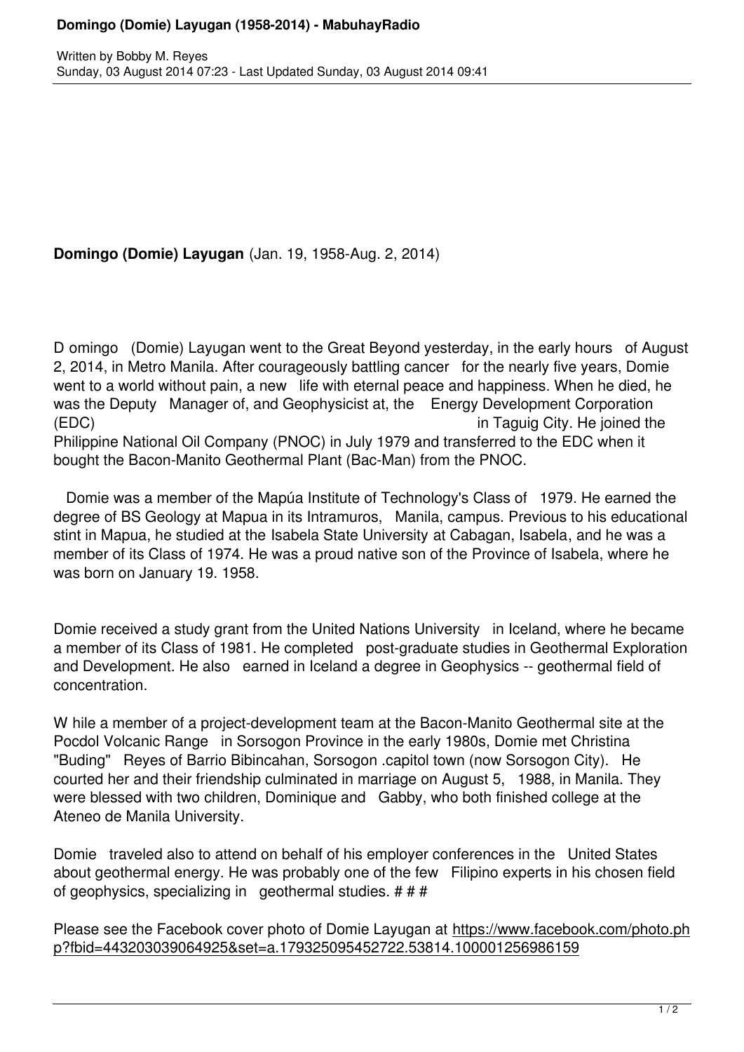**Domingo (Domie) Layugan** (Jan. 19, 1958-Aug. 2, 2014)

Domingo (Domie) Layugan went to the Great Beyond yesterday, in the early hours of August 2, 2014, in Metro Manila. After courageously battling cancer for the nearly five years, Domie went to a world without pain, a new life with eternal peace and happiness. When he died, he was the Deputy Manager of, and Geophysicist at, the Energy Development Corporation (EDC) in Taguig City. He joined the Philippine National Oil Company (PNOC) in July 1979 and transferred to the EDC when it bought the Bacon-Manito Geothermal Plant (Bac-Man) from the PNOC.

Domie was a member of the Mapúa Institute of Technology's Class of 1979. He earned the degree of BS Geology at Mapua in its Intramuros, Manila, campus. Previous to his educational stint in Mapua, he studied at the Isabela State University at Cabagan, Isabela, and he was a member of its Class of 1974. He was a proud native son of the Province of Isabela, where he was born on January 19. 1958.

Domie received a study grant from the United Nations University in Iceland, where he became a member of its Class of 1981. He completed post-graduate studies in Geothermal Exploration and Development. He also earned in Iceland a degree in Geophysics -- geothermal field of concentration.

While a member of a project-development team at the Bacon-Manito Geothermal site at the Pocdol Volcanic Range in Sorsogon Province in the early 1980s, Domie met Christina "Buding" Reyes of Barrio Bibincahan, Sorsogon .capitol town (now Sorsogon City). He courted her and their friendship culminated in marriage on August 5, 1988, in Manila. They were blessed with two children, Dominique and Gabby, who both finished college at the Ateneo de Manila University.

Domie traveled also to attend on behalf of his employer conferences in the United States about geothermal energy. He was probably one of the few Filipino experts in his chosen field of geophysics, specializing in geothermal studies. # # #

Please see the Facebook cover photo of Domie Layugan at https://www.facebook.com/photo.php?fbid=443203039064925&set=a.179325095452722.53814.100001256986159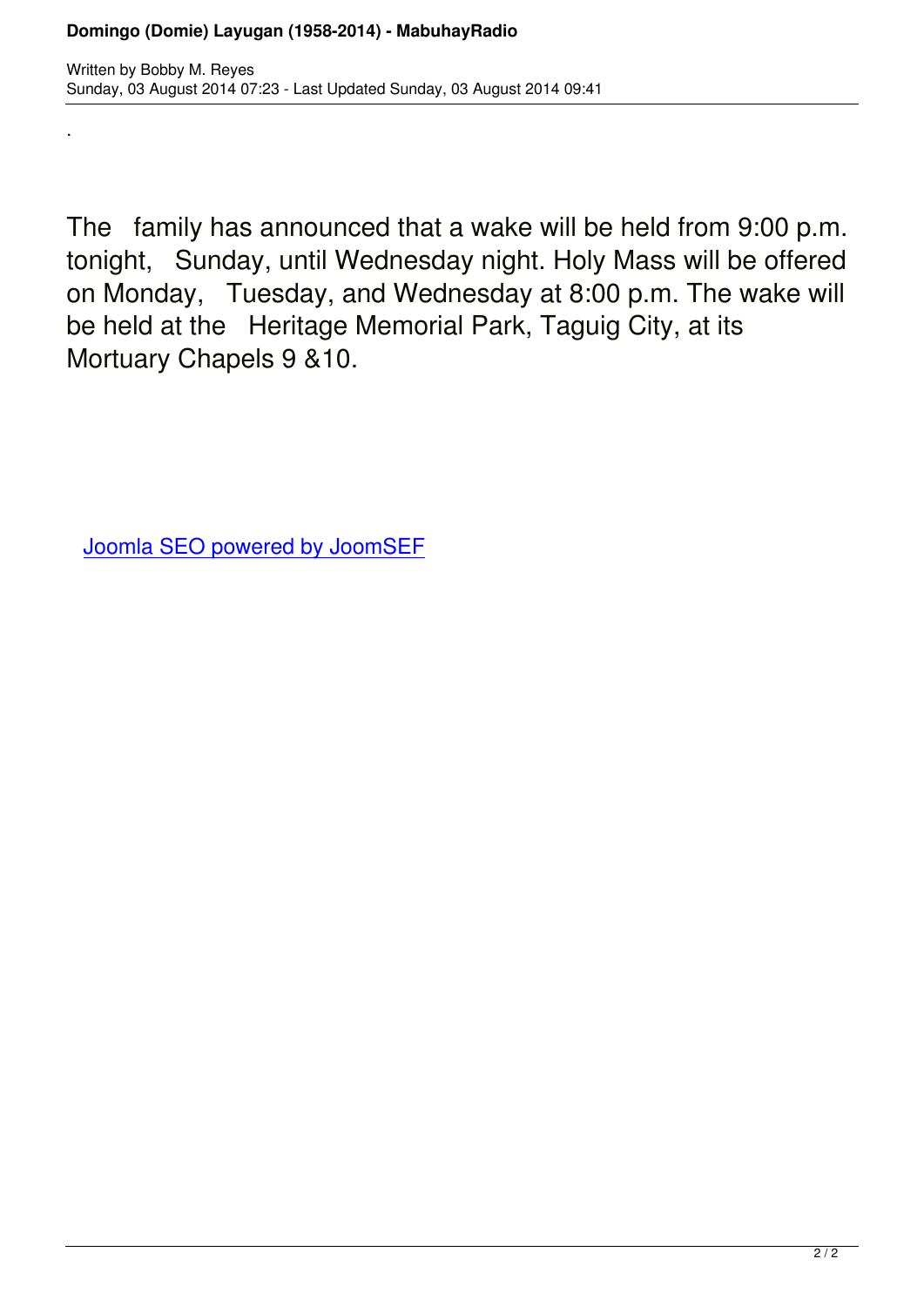.

The family has announced that a wake will be held from 9:00 p.m. tonight, Sunday, until Wednesday night. Holy Mass will be offered on Monday, Tuesday, and Wednesday at 8:00 p.m. The wake will be held at the Heritage Memorial Park, Taguig City, at its Mortuary Chapels 9 &10.

Joomla SEO powered by JoomSEF